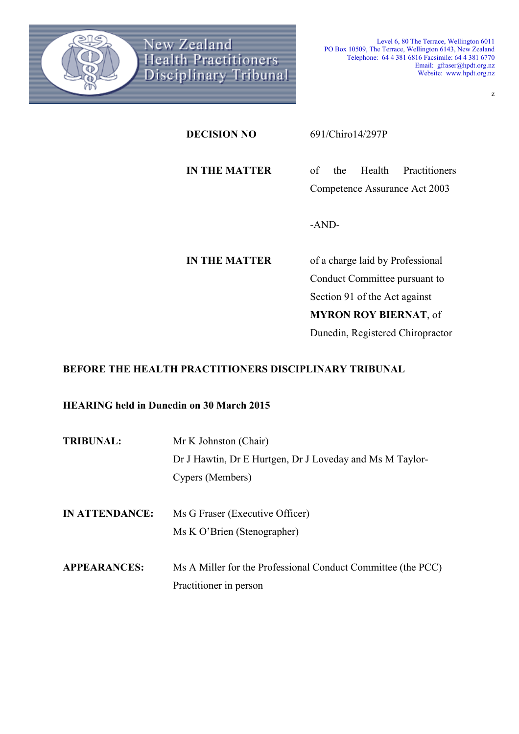New Zealand Health Practitioners Disciplinary Tribunal

Level 6, 80 The Terrace, Wellington 6011
PO Box 10509, The Terrace, Wellington 6143, New Zealand
Telephone: 64 4 381 6816 Facsimile: 64 4 381 6770
Email: gfraser@hpdt.org.nz
Website: www.hpdt.org.nz

z

| | |
|---|---|
| **DECISION NO** | 691/Chiro14/297P |
| **IN THE MATTER** | of the Health Practitioners Competence Assurance Act 2003 |
| | -AND- |
| **IN THE MATTER** | of a charge laid by Professional Conduct Committee pursuant to Section 91 of the Act against **MYRON ROY BIERNAT**, of Dunedin, Registered Chiropractor |

**BEFORE THE HEALTH PRACTITIONERS DISCIPLINARY TRIBUNAL**

**HEARING held in Dunedin on 30 March 2015**

| | |
|---|---|
| **TRIBUNAL:** | Mr K Johnston (Chair)<br>Dr J Hawtin, Dr E Hurtgen, Dr J Loveday and Ms M Taylor-Cypers (Members) |
| **IN ATTENDANCE:** | Ms G Fraser (Executive Officer)<br>Ms K O'Brien (Stenographer) |
| **APPEARANCES:** | Ms A Miller for the Professional Conduct Committee (the PCC)<br>Practitioner in person |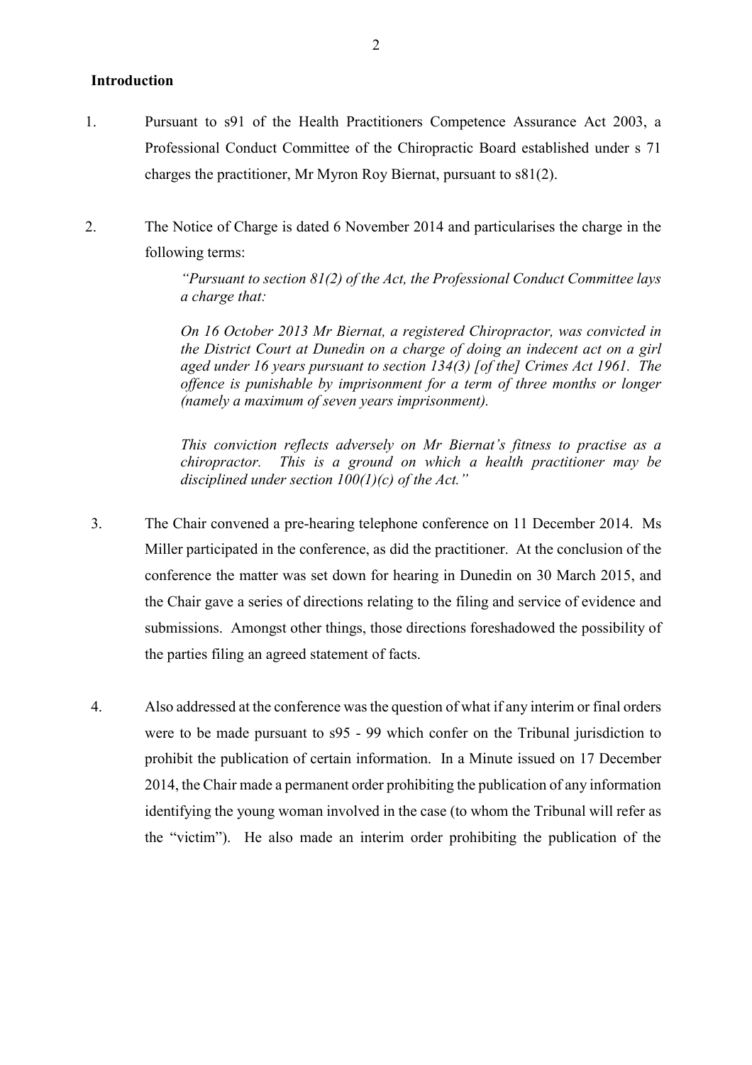**Introduction**

1. Pursuant to s91 of the Health Practitioners Competence Assurance Act 2003, a Professional Conduct Committee of the Chiropractic Board established under s 71 charges the practitioner, Mr Myron Roy Biernat, pursuant to s81(2).

2. The Notice of Charge is dated 6 November 2014 and particularises the charge in the following terms:

   *"Pursuant to section 81(2) of the Act, the Professional Conduct Committee lays a charge that:*

   *On 16 October 2013 Mr Biernat, a registered Chiropractor, was convicted in the District Court at Dunedin on a charge of doing an indecent act on a girl aged under 16 years pursuant to section 134(3) [of the] Crimes Act 1961. The offence is punishable by imprisonment for a term of three months or longer (namely a maximum of seven years imprisonment).*

   *This conviction reflects adversely on Mr Biernat's fitness to practise as a chiropractor. This is a ground on which a health practitioner may be disciplined under section 100(1)(c) of the Act."*

3. The Chair convened a pre-hearing telephone conference on 11 December 2014. Ms Miller participated in the conference, as did the practitioner. At the conclusion of the conference the matter was set down for hearing in Dunedin on 30 March 2015, and the Chair gave a series of directions relating to the filing and service of evidence and submissions. Amongst other things, those directions foreshadowed the possibility of the parties filing an agreed statement of facts.

4. Also addressed at the conference was the question of what if any interim or final orders were to be made pursuant to s95 - 99 which confer on the Tribunal jurisdiction to prohibit the publication of certain information. In a Minute issued on 17 December 2014, the Chair made a permanent order prohibiting the publication of any information identifying the young woman involved in the case (to whom the Tribunal will refer as the "victim"). He also made an interim order prohibiting the publication of the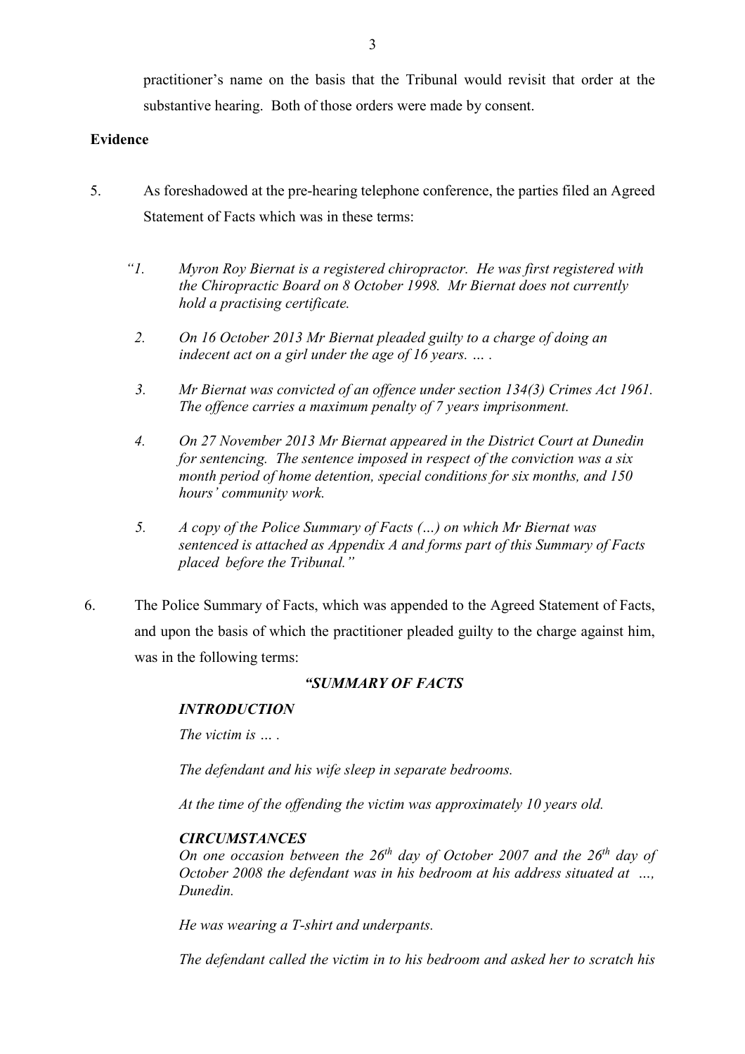practitioner's name on the basis that the Tribunal would revisit that order at the substantive hearing. Both of those orders were made by consent.

**Evidence**

5. As foreshadowed at the pre-hearing telephone conference, the parties filed an Agreed Statement of Facts which was in these terms:

> *"1. Myron Roy Biernat is a registered chiropractor. He was first registered with the Chiropractic Board on 8 October 1998. Mr Biernat does not currently hold a practising certificate.*
>
> *2. On 16 October 2013 Mr Biernat pleaded guilty to a charge of doing an indecent act on a girl under the age of 16 years. … .*
>
> *3. Mr Biernat was convicted of an offence under section 134(3) Crimes Act 1961. The offence carries a maximum penalty of 7 years imprisonment.*
>
> *4. On 27 November 2013 Mr Biernat appeared in the District Court at Dunedin for sentencing. The sentence imposed in respect of the conviction was a six month period of home detention, special conditions for six months, and 150 hours' community work.*
>
> *5. A copy of the Police Summary of Facts (…) on which Mr Biernat was sentenced is attached as Appendix A and forms part of this Summary of Facts placed before the Tribunal."*

6. The Police Summary of Facts, which was appended to the Agreed Statement of Facts, and upon the basis of which the practitioner pleaded guilty to the charge against him, was in the following terms:

> ***"SUMMARY OF FACTS***
>
> ***INTRODUCTION***
>
> *The victim is … .*
>
> *The defendant and his wife sleep in separate bedrooms.*
>
> *At the time of the offending the victim was approximately 10 years old.*
>
> ***CIRCUMSTANCES***
>
> *On one occasion between the 26th day of October 2007 and the 26th day of October 2008 the defendant was in his bedroom at his address situated at …, Dunedin.*
>
> *He was wearing a T-shirt and underpants.*
>
> *The defendant called the victim in to his bedroom and asked her to scratch his*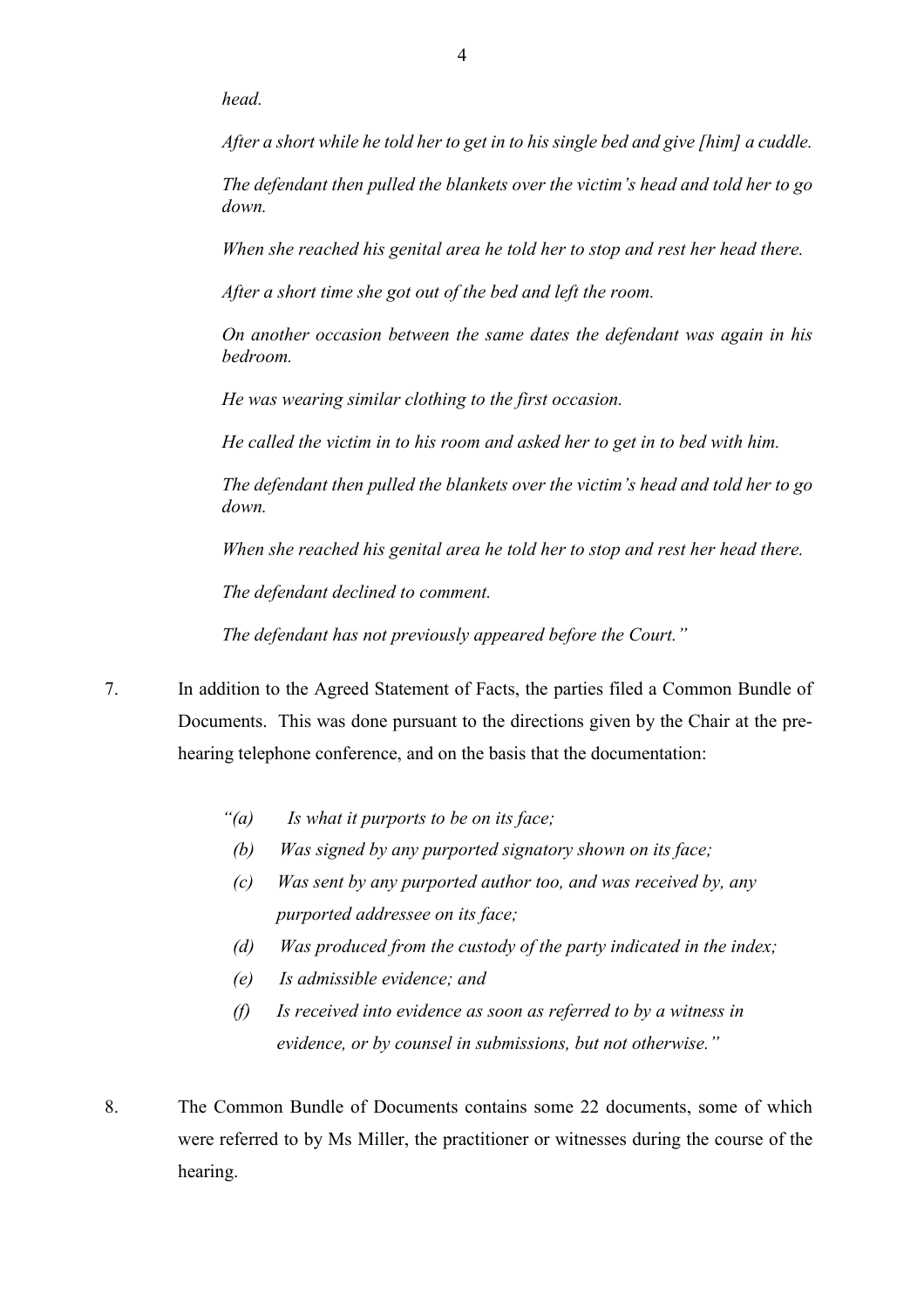*head.*

*After a short while he told her to get in to his single bed and give [him] a cuddle.*

*The defendant then pulled the blankets over the victim's head and told her to go down.*

*When she reached his genital area he told her to stop and rest her head there.*

*After a short time she got out of the bed and left the room.*

*On another occasion between the same dates the defendant was again in his bedroom.*

*He was wearing similar clothing to the first occasion.*

*He called the victim in to his room and asked her to get in to bed with him.*

*The defendant then pulled the blankets over the victim's head and told her to go down.*

*When she reached his genital area he told her to stop and rest her head there.*

*The defendant declined to comment.*

*The defendant has not previously appeared before the Court."*

7. In addition to the Agreed Statement of Facts, the parties filed a Common Bundle of Documents. This was done pursuant to the directions given by the Chair at the pre-hearing telephone conference, and on the basis that the documentation:

   *"(a) Is what it purports to be on its face;*

   *(b) Was signed by any purported signatory shown on its face;*

   *(c) Was sent by any purported author too, and was received by, any purported addressee on its face;*

   *(d) Was produced from the custody of the party indicated in the index;*

   *(e) Is admissible evidence; and*

   *(f) Is received into evidence as soon as referred to by a witness in evidence, or by counsel in submissions, but not otherwise."*

8. The Common Bundle of Documents contains some 22 documents, some of which were referred to by Ms Miller, the practitioner or witnesses during the course of the hearing.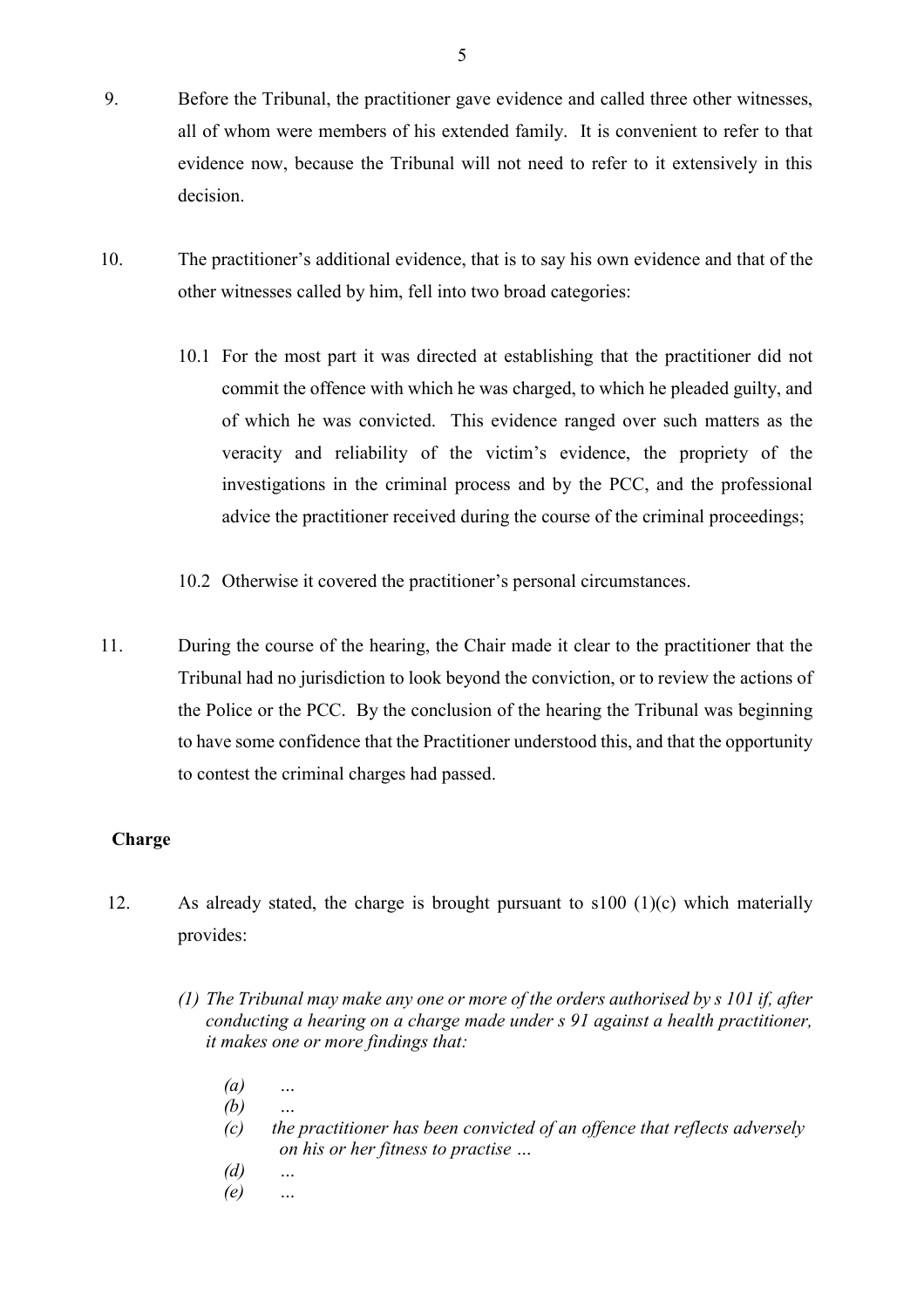9. Before the Tribunal, the practitioner gave evidence and called three other witnesses, all of whom were members of his extended family. It is convenient to refer to that evidence now, because the Tribunal will not need to refer to it extensively in this decision.

10. The practitioner's additional evidence, that is to say his own evidence and that of the other witnesses called by him, fell into two broad categories:

    10.1 For the most part it was directed at establishing that the practitioner did not commit the offence with which he was charged, to which he pleaded guilty, and of which he was convicted. This evidence ranged over such matters as the veracity and reliability of the victim's evidence, the propriety of the investigations in the criminal process and by the PCC, and the professional advice the practitioner received during the course of the criminal proceedings;

    10.2 Otherwise it covered the practitioner's personal circumstances.

11. During the course of the hearing, the Chair made it clear to the practitioner that the Tribunal had no jurisdiction to look beyond the conviction, or to review the actions of the Police or the PCC. By the conclusion of the hearing the Tribunal was beginning to have some confidence that the Practitioner understood this, and that the opportunity to contest the criminal charges had passed.

**Charge**

12. As already stated, the charge is brought pursuant to s100 (1)(c) which materially provides:

    *(1) The Tribunal may make any one or more of the orders authorised by s 101 if, after conducting a hearing on a charge made under s 91 against a health practitioner, it makes one or more findings that:*

    *(a) …*
    *(b) …*
    *(c) the practitioner has been convicted of an offence that reflects adversely on his or her fitness to practise …*
    *(d) …*
    *(e) …*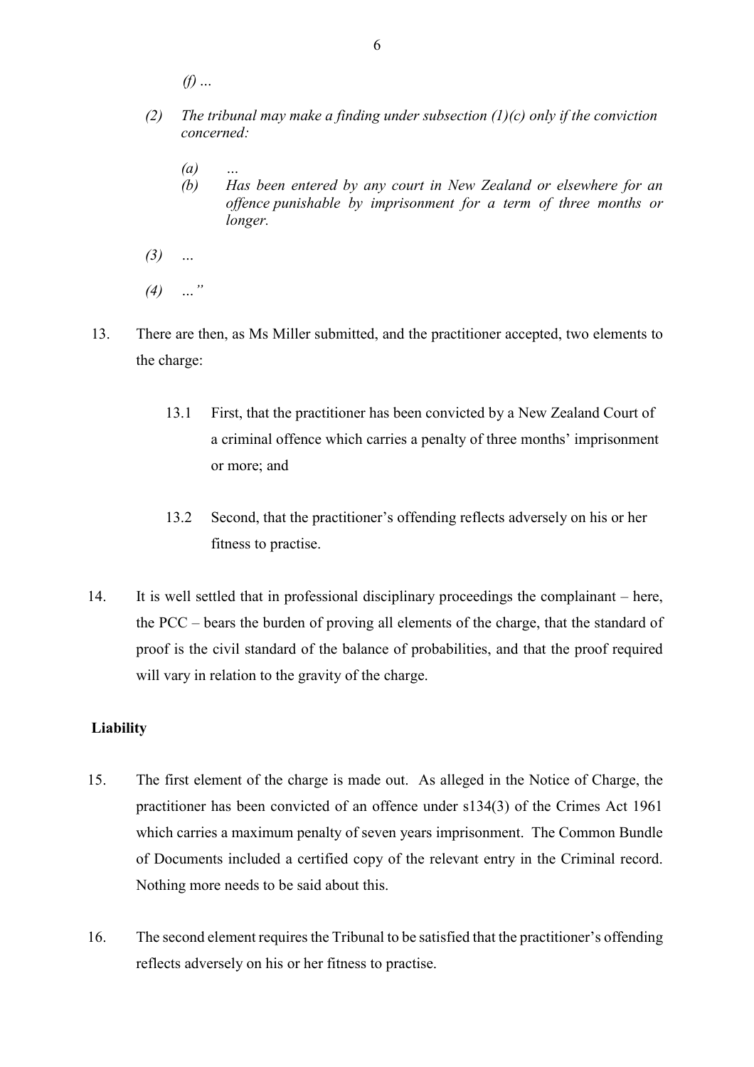*(f) …*

*(2) The tribunal may make a finding under subsection (1)(c) only if the conviction concerned:*

> *(a) …*
>
> *(b) Has been entered by any court in New Zealand or elsewhere for an offence punishable by imprisonment for a term of three months or longer.*

*(3) …*

*(4) …"*

13. There are then, as Ms Miller submitted, and the practitioner accepted, two elements to the charge:

    13.1 First, that the practitioner has been convicted by a New Zealand Court of a criminal offence which carries a penalty of three months' imprisonment or more; and

    13.2 Second, that the practitioner's offending reflects adversely on his or her fitness to practise.

14. It is well settled that in professional disciplinary proceedings the complainant – here, the PCC – bears the burden of proving all elements of the charge, that the standard of proof is the civil standard of the balance of probabilities, and that the proof required will vary in relation to the gravity of the charge.

**Liability**

15. The first element of the charge is made out. As alleged in the Notice of Charge, the practitioner has been convicted of an offence under s134(3) of the Crimes Act 1961 which carries a maximum penalty of seven years imprisonment. The Common Bundle of Documents included a certified copy of the relevant entry in the Criminal record. Nothing more needs to be said about this.

16. The second element requires the Tribunal to be satisfied that the practitioner's offending reflects adversely on his or her fitness to practise.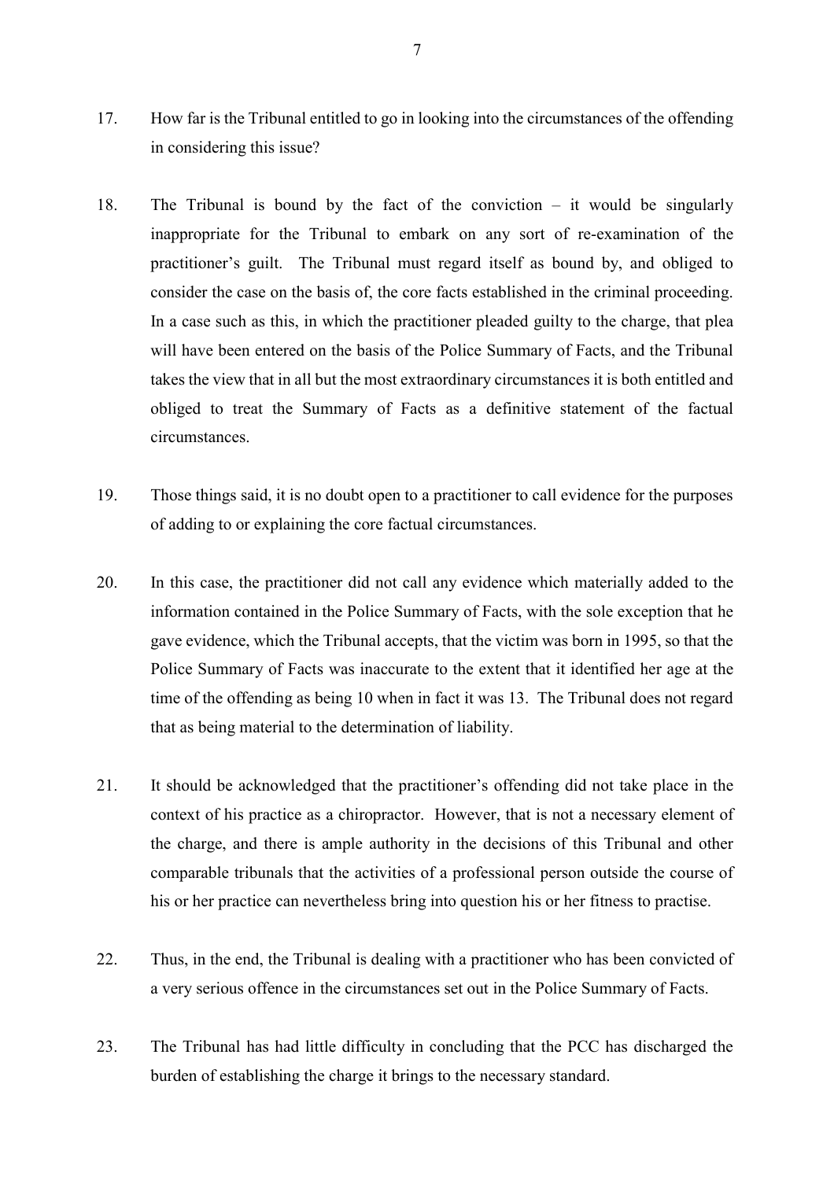17. How far is the Tribunal entitled to go in looking into the circumstances of the offending in considering this issue?

18. The Tribunal is bound by the fact of the conviction – it would be singularly inappropriate for the Tribunal to embark on any sort of re-examination of the practitioner's guilt. The Tribunal must regard itself as bound by, and obliged to consider the case on the basis of, the core facts established in the criminal proceeding. In a case such as this, in which the practitioner pleaded guilty to the charge, that plea will have been entered on the basis of the Police Summary of Facts, and the Tribunal takes the view that in all but the most extraordinary circumstances it is both entitled and obliged to treat the Summary of Facts as a definitive statement of the factual circumstances.

19. Those things said, it is no doubt open to a practitioner to call evidence for the purposes of adding to or explaining the core factual circumstances.

20. In this case, the practitioner did not call any evidence which materially added to the information contained in the Police Summary of Facts, with the sole exception that he gave evidence, which the Tribunal accepts, that the victim was born in 1995, so that the Police Summary of Facts was inaccurate to the extent that it identified her age at the time of the offending as being 10 when in fact it was 13. The Tribunal does not regard that as being material to the determination of liability.

21. It should be acknowledged that the practitioner's offending did not take place in the context of his practice as a chiropractor. However, that is not a necessary element of the charge, and there is ample authority in the decisions of this Tribunal and other comparable tribunals that the activities of a professional person outside the course of his or her practice can nevertheless bring into question his or her fitness to practise.

22. Thus, in the end, the Tribunal is dealing with a practitioner who has been convicted of a very serious offence in the circumstances set out in the Police Summary of Facts.

23. The Tribunal has had little difficulty in concluding that the PCC has discharged the burden of establishing the charge it brings to the necessary standard.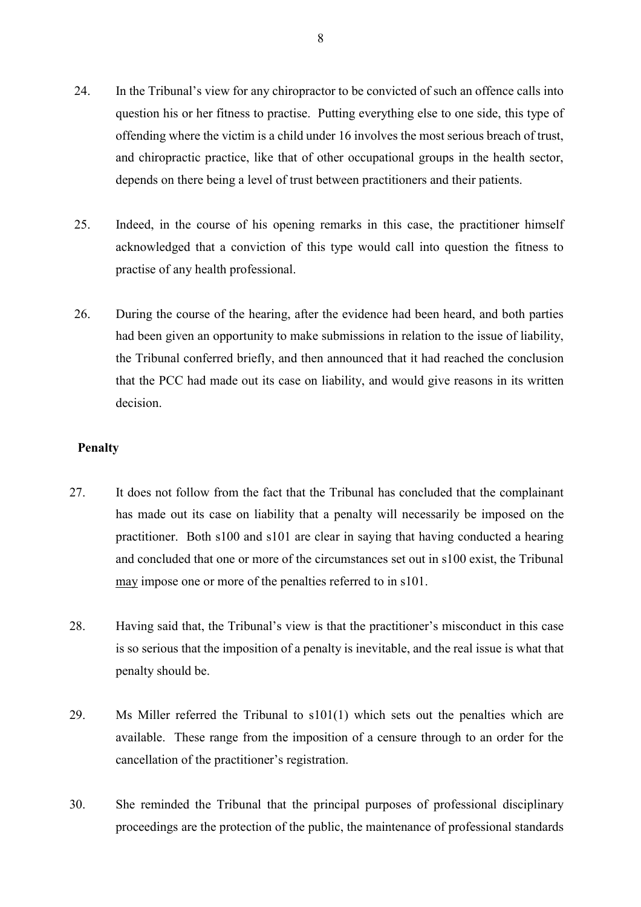24. In the Tribunal's view for any chiropractor to be convicted of such an offence calls into question his or her fitness to practise. Putting everything else to one side, this type of offending where the victim is a child under 16 involves the most serious breach of trust, and chiropractic practice, like that of other occupational groups in the health sector, depends on there being a level of trust between practitioners and their patients.

25. Indeed, in the course of his opening remarks in this case, the practitioner himself acknowledged that a conviction of this type would call into question the fitness to practise of any health professional.

26. During the course of the hearing, after the evidence had been heard, and both parties had been given an opportunity to make submissions in relation to the issue of liability, the Tribunal conferred briefly, and then announced that it had reached the conclusion that the PCC had made out its case on liability, and would give reasons in its written decision.

**Penalty**

27. It does not follow from the fact that the Tribunal has concluded that the complainant has made out its case on liability that a penalty will necessarily be imposed on the practitioner. Both s100 and s101 are clear in saying that having conducted a hearing and concluded that one or more of the circumstances set out in s100 exist, the Tribunal <u>may</u> impose one or more of the penalties referred to in s101.

28. Having said that, the Tribunal's view is that the practitioner's misconduct in this case is so serious that the imposition of a penalty is inevitable, and the real issue is what that penalty should be.

29. Ms Miller referred the Tribunal to s101(1) which sets out the penalties which are available. These range from the imposition of a censure through to an order for the cancellation of the practitioner's registration.

30. She reminded the Tribunal that the principal purposes of professional disciplinary proceedings are the protection of the public, the maintenance of professional standards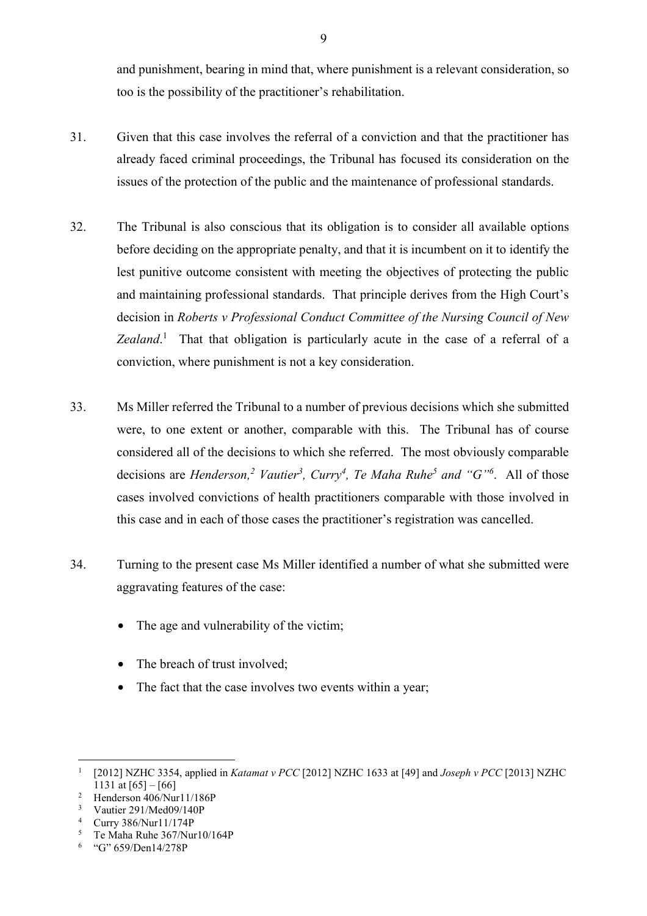and punishment, bearing in mind that, where punishment is a relevant consideration, so too is the possibility of the practitioner's rehabilitation.

31. Given that this case involves the referral of a conviction and that the practitioner has already faced criminal proceedings, the Tribunal has focused its consideration on the issues of the protection of the public and the maintenance of professional standards.

32. The Tribunal is also conscious that its obligation is to consider all available options before deciding on the appropriate penalty, and that it is incumbent on it to identify the lest punitive outcome consistent with meeting the objectives of protecting the public and maintaining professional standards. That principle derives from the High Court's decision in *Roberts v Professional Conduct Committee of the Nursing Council of New Zealand*.[1] That that obligation is particularly acute in the case of a referral of a conviction, where punishment is not a key consideration.

33. Ms Miller referred the Tribunal to a number of previous decisions which she submitted were, to one extent or another, comparable with this. The Tribunal has of course considered all of the decisions to which she referred. The most obviously comparable decisions are *Henderson,*[2] *Vautier*[3], *Curry*[4], *Te Maha Ruhe*[5] *and "G"*[6]. All of those cases involved convictions of health practitioners comparable with those involved in this case and in each of those cases the practitioner's registration was cancelled.

34. Turning to the present case Ms Miller identified a number of what she submitted were aggravating features of the case:

    - The age and vulnerability of the victim;
    - The breach of trust involved;
    - The fact that the case involves two events within a year;

---

[1] [2012] NZHC 3354, applied in *Katamat v PCC* [2012] NZHC 1633 at [49] and *Joseph v PCC* [2013] NZHC 1131 at [65] – [66]

[2] Henderson 406/Nur11/186P

[3] Vautier 291/Med09/140P

[4] Curry 386/Nur11/174P

[5] Te Maha Ruhe 367/Nur10/164P

[6] "G" 659/Den14/278P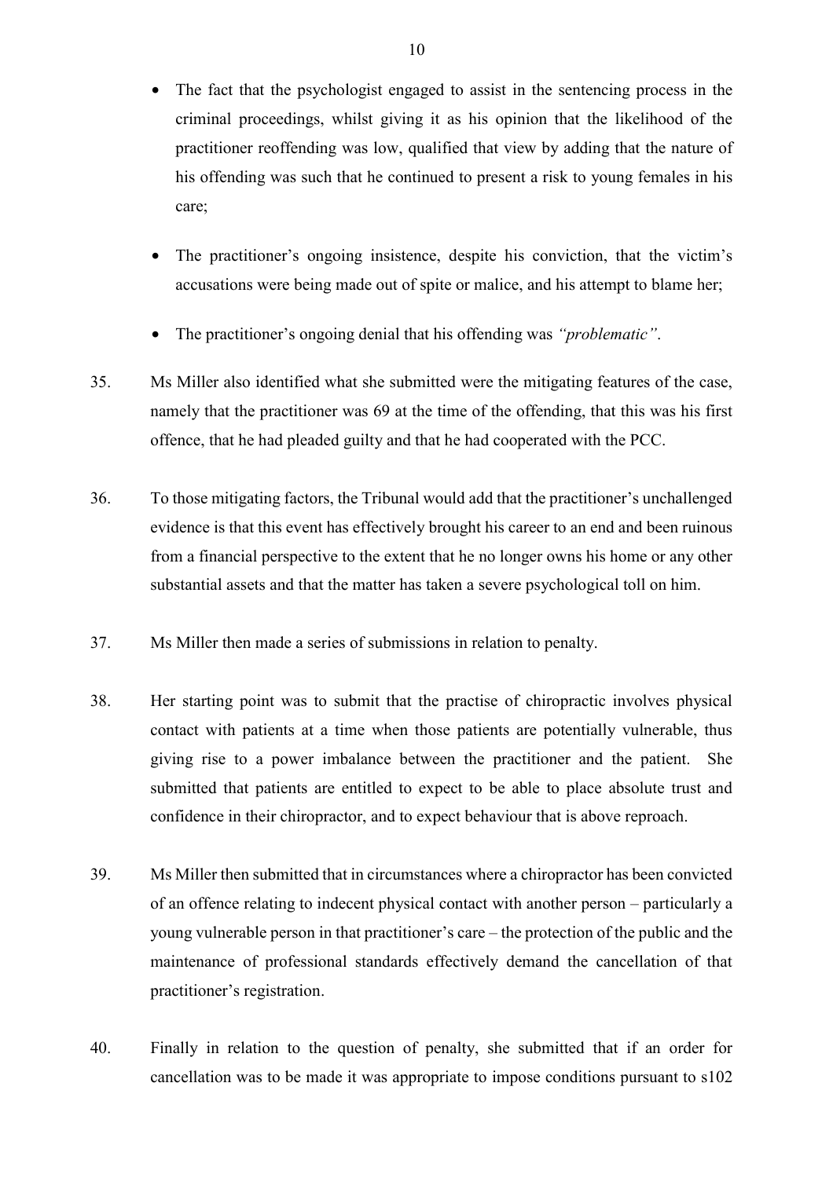- The fact that the psychologist engaged to assist in the sentencing process in the criminal proceedings, whilst giving it as his opinion that the likelihood of the practitioner reoffending was low, qualified that view by adding that the nature of his offending was such that he continued to present a risk to young females in his care;

- The practitioner's ongoing insistence, despite his conviction, that the victim's accusations were being made out of spite or malice, and his attempt to blame her;

- The practitioner's ongoing denial that his offending was *"problematic"*.

35. Ms Miller also identified what she submitted were the mitigating features of the case, namely that the practitioner was 69 at the time of the offending, that this was his first offence, that he had pleaded guilty and that he had cooperated with the PCC.

36. To those mitigating factors, the Tribunal would add that the practitioner's unchallenged evidence is that this event has effectively brought his career to an end and been ruinous from a financial perspective to the extent that he no longer owns his home or any other substantial assets and that the matter has taken a severe psychological toll on him.

37. Ms Miller then made a series of submissions in relation to penalty.

38. Her starting point was to submit that the practise of chiropractic involves physical contact with patients at a time when those patients are potentially vulnerable, thus giving rise to a power imbalance between the practitioner and the patient. She submitted that patients are entitled to expect to be able to place absolute trust and confidence in their chiropractor, and to expect behaviour that is above reproach.

39. Ms Miller then submitted that in circumstances where a chiropractor has been convicted of an offence relating to indecent physical contact with another person – particularly a young vulnerable person in that practitioner's care – the protection of the public and the maintenance of professional standards effectively demand the cancellation of that practitioner's registration.

40. Finally in relation to the question of penalty, she submitted that if an order for cancellation was to be made it was appropriate to impose conditions pursuant to s102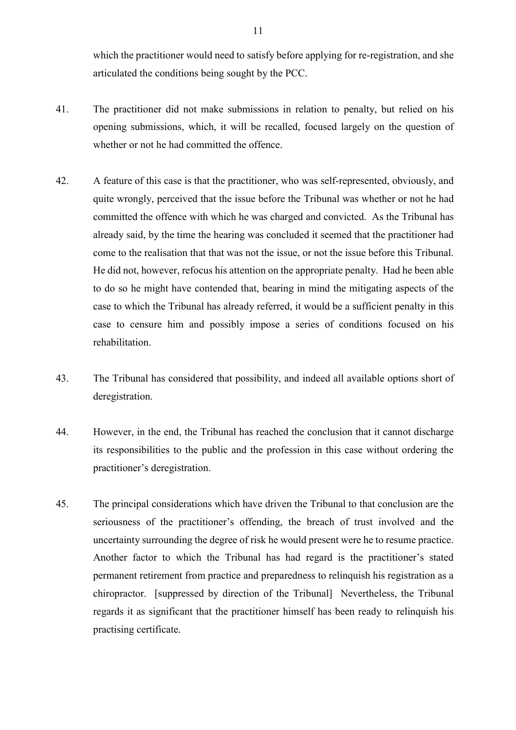which the practitioner would need to satisfy before applying for re-registration, and she articulated the conditions being sought by the PCC.

41. The practitioner did not make submissions in relation to penalty, but relied on his opening submissions, which, it will be recalled, focused largely on the question of whether or not he had committed the offence.

42. A feature of this case is that the practitioner, who was self-represented, obviously, and quite wrongly, perceived that the issue before the Tribunal was whether or not he had committed the offence with which he was charged and convicted. As the Tribunal has already said, by the time the hearing was concluded it seemed that the practitioner had come to the realisation that that was not the issue, or not the issue before this Tribunal. He did not, however, refocus his attention on the appropriate penalty. Had he been able to do so he might have contended that, bearing in mind the mitigating aspects of the case to which the Tribunal has already referred, it would be a sufficient penalty in this case to censure him and possibly impose a series of conditions focused on his rehabilitation.

43. The Tribunal has considered that possibility, and indeed all available options short of deregistration.

44. However, in the end, the Tribunal has reached the conclusion that it cannot discharge its responsibilities to the public and the profession in this case without ordering the practitioner's deregistration.

45. The principal considerations which have driven the Tribunal to that conclusion are the seriousness of the practitioner's offending, the breach of trust involved and the uncertainty surrounding the degree of risk he would present were he to resume practice. Another factor to which the Tribunal has had regard is the practitioner's stated permanent retirement from practice and preparedness to relinquish his registration as a chiropractor. [suppressed by direction of the Tribunal] Nevertheless, the Tribunal regards it as significant that the practitioner himself has been ready to relinquish his practising certificate.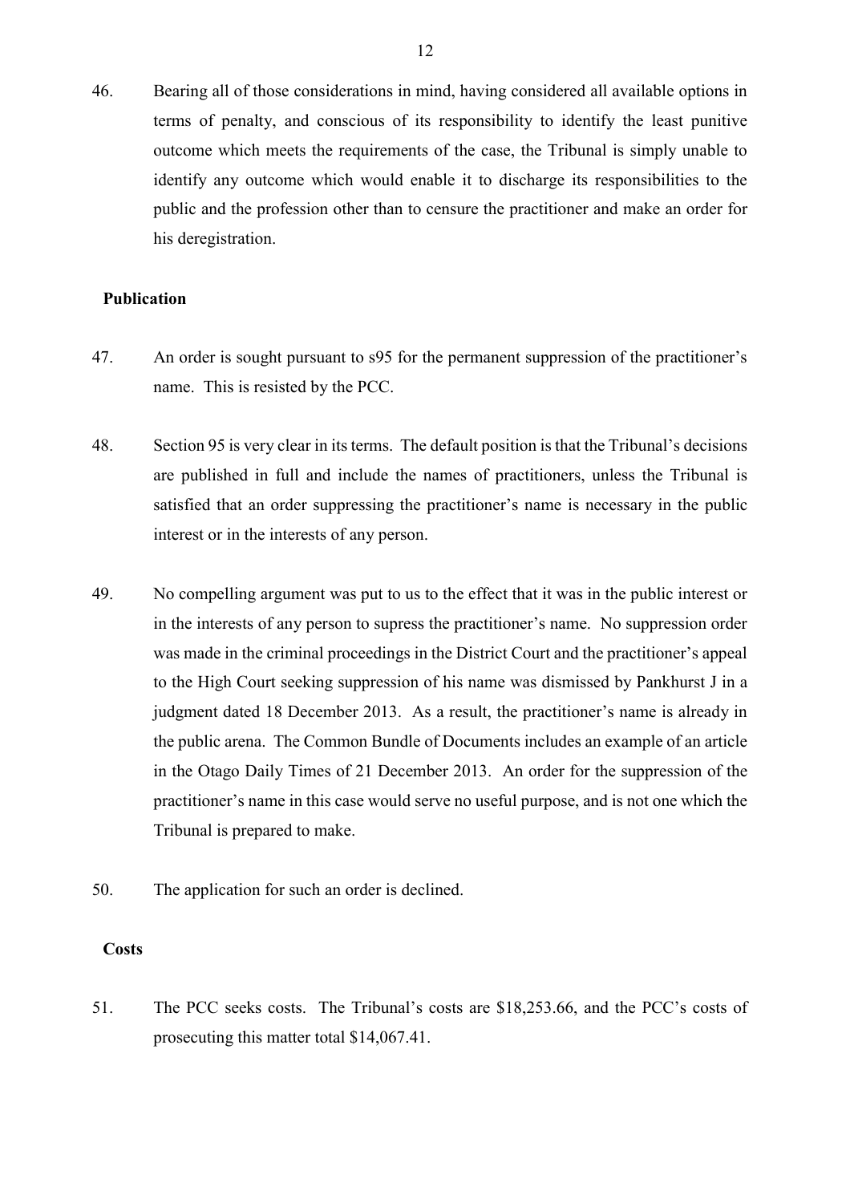46. Bearing all of those considerations in mind, having considered all available options in terms of penalty, and conscious of its responsibility to identify the least punitive outcome which meets the requirements of the case, the Tribunal is simply unable to identify any outcome which would enable it to discharge its responsibilities to the public and the profession other than to censure the practitioner and make an order for his deregistration.

## Publication

47. An order is sought pursuant to s95 for the permanent suppression of the practitioner's name. This is resisted by the PCC.

48. Section 95 is very clear in its terms. The default position is that the Tribunal's decisions are published in full and include the names of practitioners, unless the Tribunal is satisfied that an order suppressing the practitioner's name is necessary in the public interest or in the interests of any person.

49. No compelling argument was put to us to the effect that it was in the public interest or in the interests of any person to supress the practitioner's name. No suppression order was made in the criminal proceedings in the District Court and the practitioner's appeal to the High Court seeking suppression of his name was dismissed by Pankhurst J in a judgment dated 18 December 2013. As a result, the practitioner's name is already in the public arena. The Common Bundle of Documents includes an example of an article in the Otago Daily Times of 21 December 2013. An order for the suppression of the practitioner's name in this case would serve no useful purpose, and is not one which the Tribunal is prepared to make.

50. The application for such an order is declined.

## Costs

51. The PCC seeks costs. The Tribunal's costs are $18,253.66, and the PCC's costs of prosecuting this matter total $14,067.41.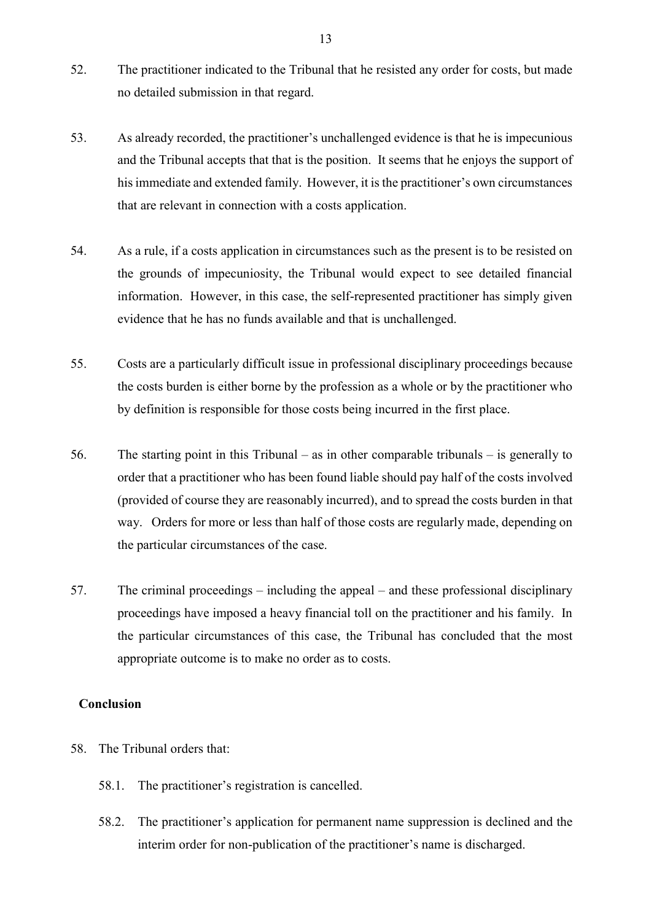52. The practitioner indicated to the Tribunal that he resisted any order for costs, but made no detailed submission in that regard.

53. As already recorded, the practitioner's unchallenged evidence is that he is impecunious and the Tribunal accepts that that is the position. It seems that he enjoys the support of his immediate and extended family. However, it is the practitioner's own circumstances that are relevant in connection with a costs application.

54. As a rule, if a costs application in circumstances such as the present is to be resisted on the grounds of impecuniosity, the Tribunal would expect to see detailed financial information. However, in this case, the self-represented practitioner has simply given evidence that he has no funds available and that is unchallenged.

55. Costs are a particularly difficult issue in professional disciplinary proceedings because the costs burden is either borne by the profession as a whole or by the practitioner who by definition is responsible for those costs being incurred in the first place.

56. The starting point in this Tribunal – as in other comparable tribunals – is generally to order that a practitioner who has been found liable should pay half of the costs involved (provided of course they are reasonably incurred), and to spread the costs burden in that way. Orders for more or less than half of those costs are regularly made, depending on the particular circumstances of the case.

57. The criminal proceedings – including the appeal – and these professional disciplinary proceedings have imposed a heavy financial toll on the practitioner and his family. In the particular circumstances of this case, the Tribunal has concluded that the most appropriate outcome is to make no order as to costs.

## Conclusion

58. The Tribunal orders that:

    58.1. The practitioner's registration is cancelled.

    58.2. The practitioner's application for permanent name suppression is declined and the interim order for non-publication of the practitioner's name is discharged.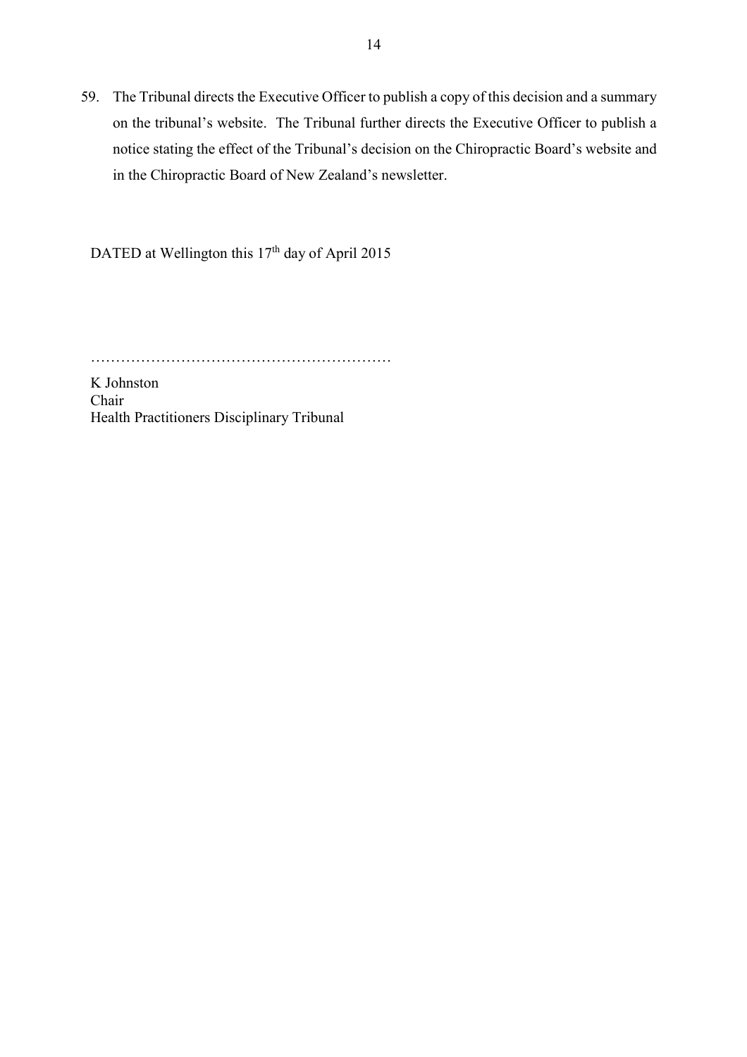59. The Tribunal directs the Executive Officer to publish a copy of this decision and a summary on the tribunal's website. The Tribunal further directs the Executive Officer to publish a notice stating the effect of the Tribunal's decision on the Chiropractic Board's website and in the Chiropractic Board of New Zealand's newsletter.

DATED at Wellington this 17th day of April 2015

……………………………………………………

K Johnston
Chair
Health Practitioners Disciplinary Tribunal